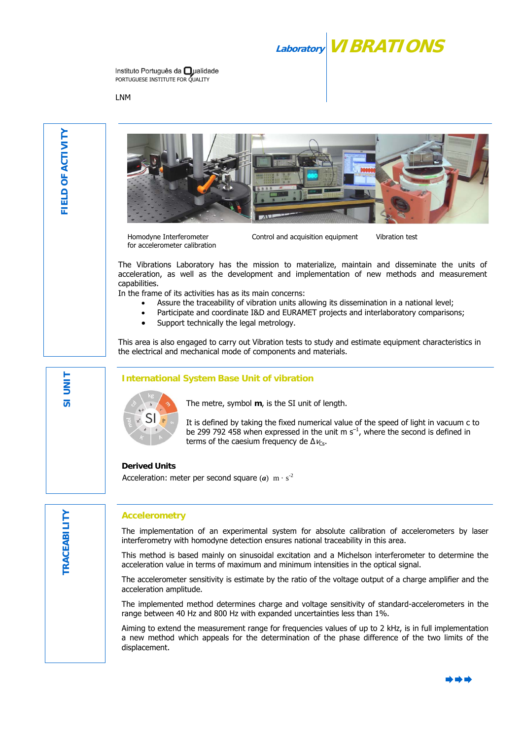# Laboratory VIBRATIONS

Instituto Português da Qualidade
PORTUGUESE INSTITUTE FOR QUALITY

LNM

## FIELD OF ACTIVITY

Homodyne Interferometer for accelerometer calibration

Control and acquisition equipment

Vibration test

The Vibrations Laboratory has the mission to materialize, maintain and disseminate the units of acceleration, as well as the development and implementation of new methods and measurement capabilities.
In the frame of its activities has as its main concerns:

- Assure the traceability of vibration units allowing its dissemination in a national level;
- Participate and coordinate I&D and EURAMET projects and interlaboratory comparisons;
- Support technically the legal metrology.

This area is also engaged to carry out Vibration tests to study and estimate equipment characteristics in the electrical and mechanical mode of components and materials.

## SI UNIT

### International System Base Unit of vibration

The metre, symbol **m**, is the SI unit of length.

It is defined by taking the fixed numerical value of the speed of light in vacuum c to be 299 792 458 when expressed in the unit $m\ s^{-1}$, where the second is defined in terms of the caesium frequency de $\Delta\nu_{Cs}$.

**Derived Units**

Acceleration: meter per second square ($\boldsymbol{a}$) $m \cdot s^{-2}$

## TRACEABILITY

### Accelerometry

The implementation of an experimental system for absolute calibration of accelerometers by laser interferometry with homodyne detection ensures national traceability in this area.

This method is based mainly on sinusoidal excitation and a Michelson interferometer to determine the acceleration value in terms of maximum and minimum intensities in the optical signal.

The accelerometer sensitivity is estimate by the ratio of the voltage output of a charge amplifier and the acceleration amplitude.

The implemented method determines charge and voltage sensitivity of standard-accelerometers in the range between 40 Hz and 800 Hz with expanded uncertainties less than 1%.

Aiming to extend the measurement range for frequencies values of up to 2 kHz, is in full implementation a new method which appeals for the determination of the phase difference of the two limits of the displacement.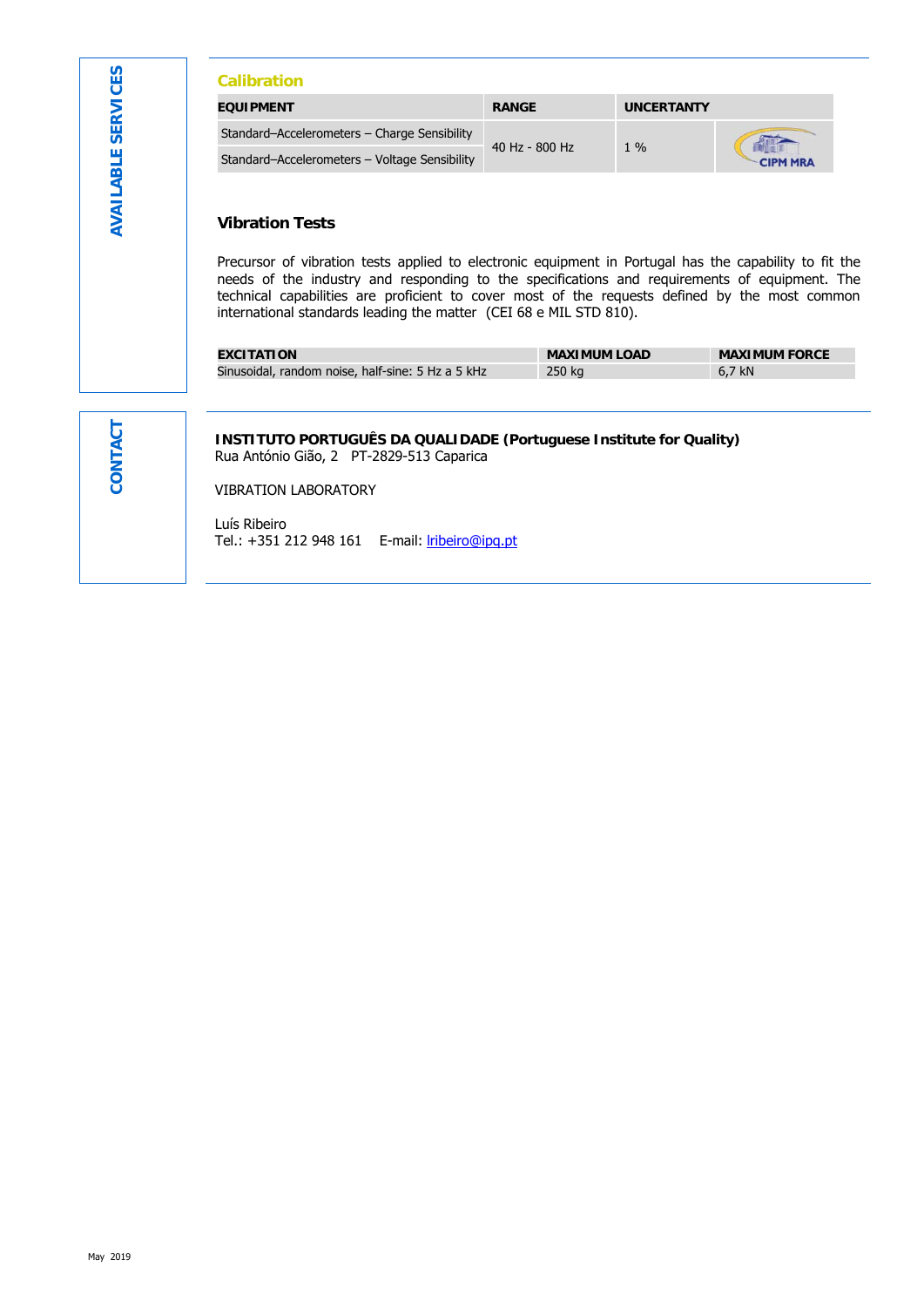AVAILABLE SERVICES

## Calibration

| EQUIPMENT | RANGE | UNCERTANTY | |
|---|---|---|---|
| Standard–Accelerometers – Charge Sensibility | 40 Hz - 800 Hz | 1 % | CIPM MRA |
| Standard–Accelerometers – Voltage Sensibility | | | |

## Vibration Tests

Precursor of vibration tests applied to electronic equipment in Portugal has the capability to fit the needs of the industry and responding to the specifications and requirements of equipment. The technical capabilities are proficient to cover most of the requests defined by the most common international standards leading the matter (CEI 68 e MIL STD 810).

| EXCITATION | MAXIMUM LOAD | MAXIMUM FORCE |
|---|---|---|
| Sinusoidal, random noise, half-sine: 5 Hz a 5 kHz | 250 kg | 6,7 kN |

CONTACT

**INSTITUTO PORTUGUÊS DA QUALIDADE (Portuguese Institute for Quality)**
Rua António Gião, 2 PT-2829-513 Caparica

VIBRATION LABORATORY

Luís Ribeiro
Tel.: +351 212 948 161 E-mail: lribeiro@ipq.pt

May 2019